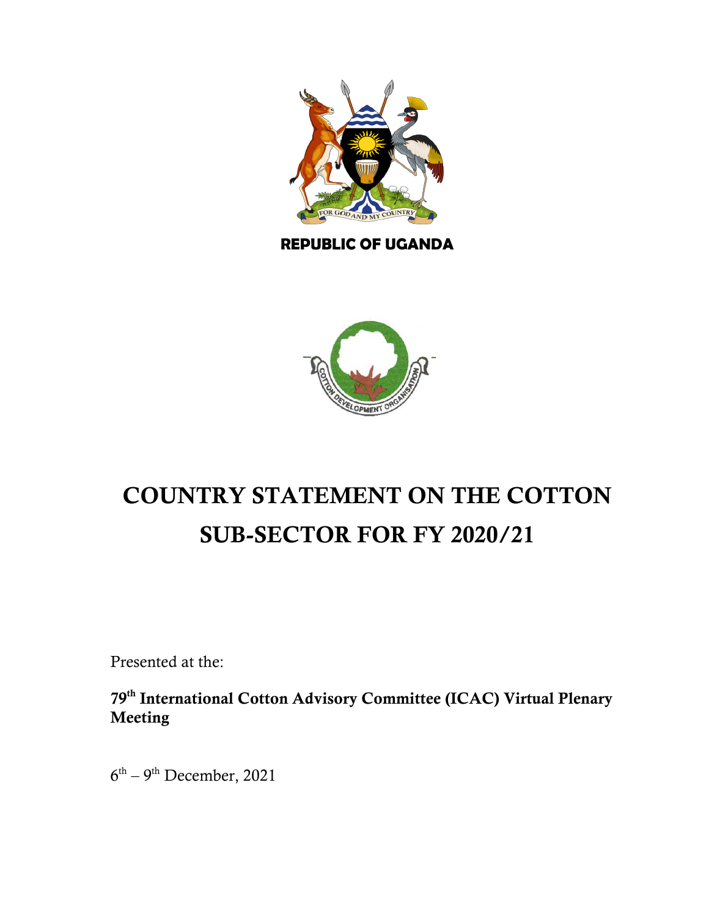REPUBLIC OF UGANDA

# COUNTRY STATEMENT ON THE COTTON SUB-SECTOR FOR FY 2020/21

Presented at the:

**79th International Cotton Advisory Committee (ICAC) Virtual Plenary Meeting**

6th – 9th December, 2021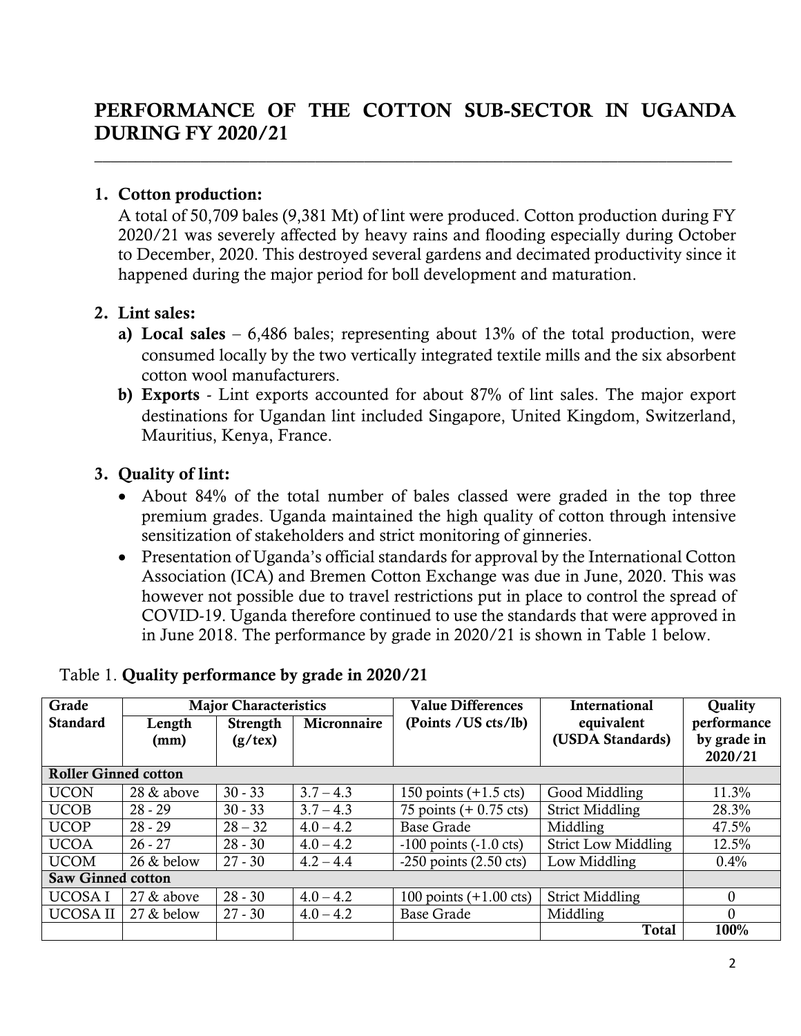# PERFORMANCE OF THE COTTON SUB-SECTOR IN UGANDA DURING FY 2020/21

1. **Cotton production:**
   A total of 50,709 bales (9,381 Mt) of lint were produced. Cotton production during FY 2020/21 was severely affected by heavy rains and flooding especially during October to December, 2020. This destroyed several gardens and decimated productivity since it happened during the major period for boll development and maturation.

2. **Lint sales:**
   a) **Local sales** – 6,486 bales; representing about 13% of the total production, were consumed locally by the two vertically integrated textile mills and the six absorbent cotton wool manufacturers.
   b) **Exports** - Lint exports accounted for about 87% of lint sales. The major export destinations for Ugandan lint included Singapore, United Kingdom, Switzerland, Mauritius, Kenya, France.

3. **Quality of lint:**
   - About 84% of the total number of bales classed were graded in the top three premium grades. Uganda maintained the high quality of cotton through intensive sensitization of stakeholders and strict monitoring of ginneries.
   - Presentation of Uganda's official standards for approval by the International Cotton Association (ICA) and Bremen Cotton Exchange was due in June, 2020. This was however not possible due to travel restrictions put in place to control the spread of COVID-19. Uganda therefore continued to use the standards that were approved in in June 2018. The performance by grade in 2020/21 is shown in Table 1 below.

Table 1. **Quality performance by grade in 2020/21**

| Grade Standard | Major Characteristics | | | Value Differences (Points /US cts/lb) | International equivalent (USDA Standards) | Quality performance by grade in 2020/21 |
|---|---|---|---|---|---|---|
| | Length (mm) | Strength (g/tex) | Micronnaire | | | |
| **Roller Ginned cotton** | | | | | | |
| UCON | 28 & above | 30 - 33 | 3.7 – 4.3 | 150 points (+1.5 cts) | Good Middling | 11.3% |
| UCOB | 28 - 29 | 30 - 33 | 3.7 – 4.3 | 75 points (+ 0.75 cts) | Strict Middling | 28.3% |
| UCOP | 28 - 29 | 28 – 32 | 4.0 – 4.2 | Base Grade | Middling | 47.5% |
| UCOA | 26 - 27 | 28 - 30 | 4.0 – 4.2 | -100 points (-1.0 cts) | Strict Low Middling | 12.5% |
| UCOM | 26 & below | 27 - 30 | 4.2 – 4.4 | -250 points (2.50 cts) | Low Middling | 0.4% |
| **Saw Ginned cotton** | | | | | | |
| UCOSA I | 27 & above | 28 - 30 | 4.0 – 4.2 | 100 points (+1.00 cts) | Strict Middling | 0 |
| UCOSA II | 27 & below | 27 - 30 | 4.0 – 4.2 | Base Grade | Middling | 0 |
| | | | | | **Total** | **100%** |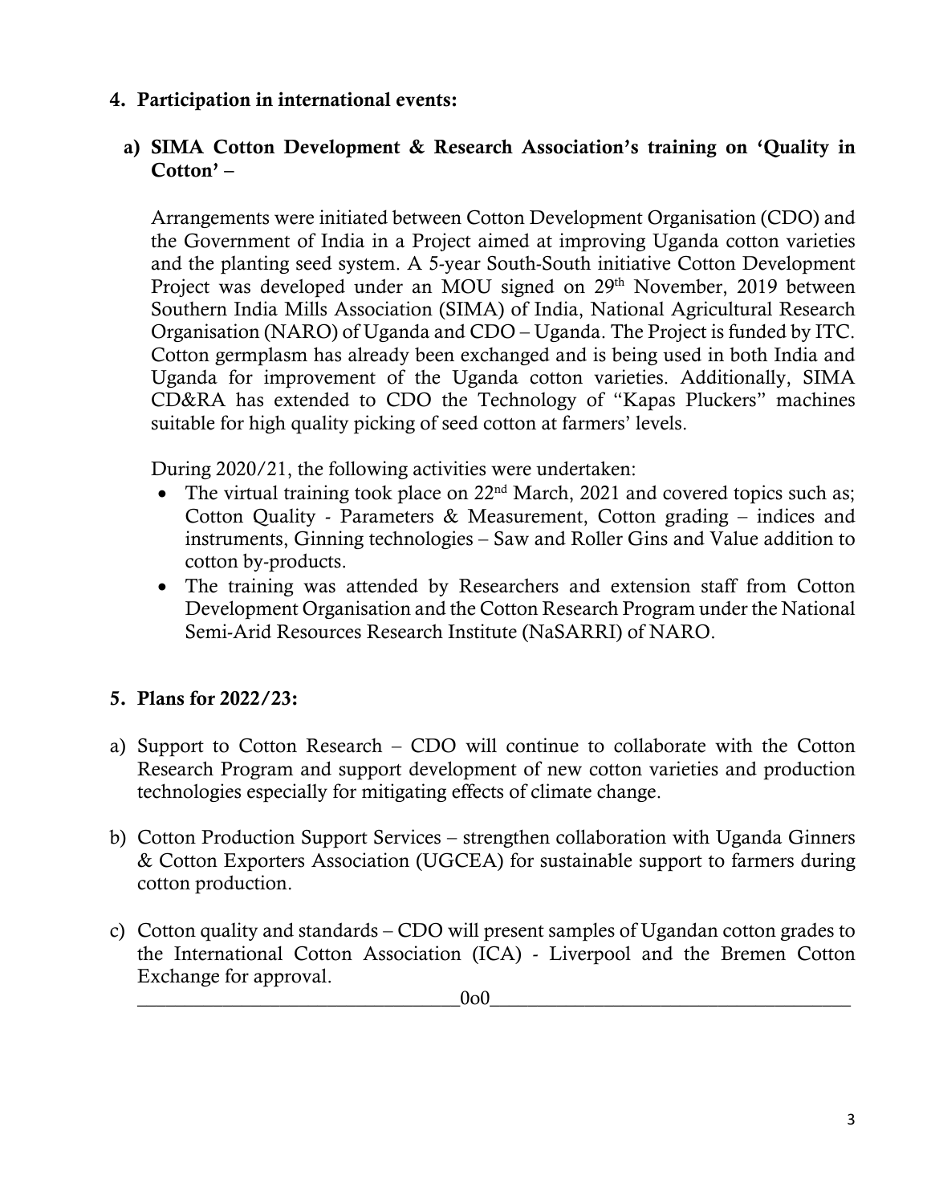## 4. Participation in international events:

### a) SIMA Cotton Development & Research Association's training on 'Quality in Cotton' –

Arrangements were initiated between Cotton Development Organisation (CDO) and the Government of India in a Project aimed at improving Uganda cotton varieties and the planting seed system. A 5-year South-South initiative Cotton Development Project was developed under an MOU signed on 29th November, 2019 between Southern India Mills Association (SIMA) of India, National Agricultural Research Organisation (NARO) of Uganda and CDO – Uganda. The Project is funded by ITC. Cotton germplasm has already been exchanged and is being used in both India and Uganda for improvement of the Uganda cotton varieties. Additionally, SIMA CD&RA has extended to CDO the Technology of "Kapas Pluckers" machines suitable for high quality picking of seed cotton at farmers' levels.

During 2020/21, the following activities were undertaken:

- The virtual training took place on 22nd March, 2021 and covered topics such as; Cotton Quality - Parameters & Measurement, Cotton grading – indices and instruments, Ginning technologies – Saw and Roller Gins and Value addition to cotton by-products.
- The training was attended by Researchers and extension staff from Cotton Development Organisation and the Cotton Research Program under the National Semi-Arid Resources Research Institute (NaSARRI) of NARO.

## 5. Plans for 2022/23:

a) Support to Cotton Research – CDO will continue to collaborate with the Cotton Research Program and support development of new cotton varieties and production technologies especially for mitigating effects of climate change.

b) Cotton Production Support Services – strengthen collaboration with Uganda Ginners & Cotton Exporters Association (UGCEA) for sustainable support to farmers during cotton production.

c) Cotton quality and standards – CDO will present samples of Ugandan cotton grades to the International Cotton Association (ICA) - Liverpool and the Bremen Cotton Exchange for approval.

0o0